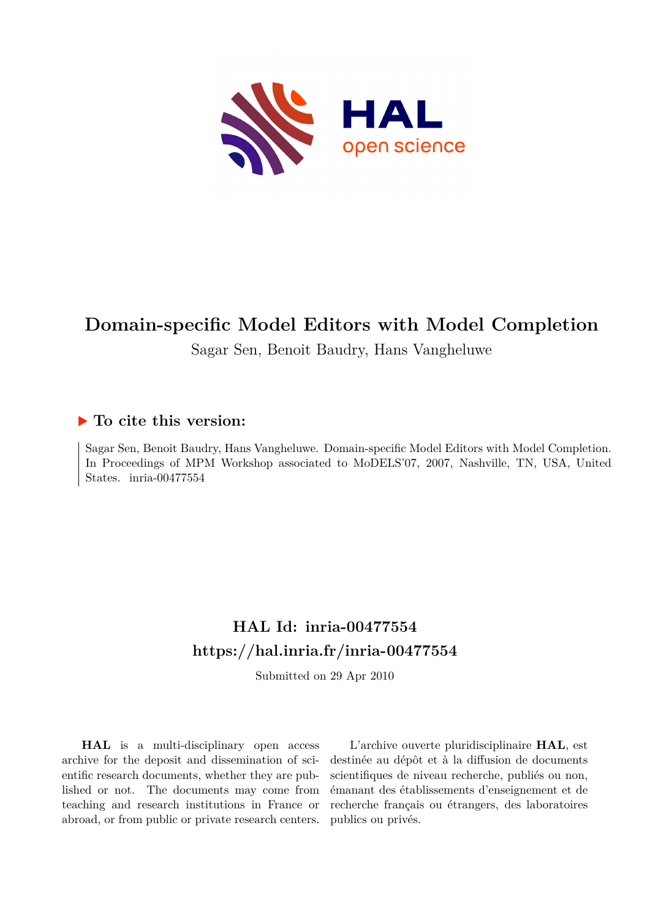# Domain-specific Model Editors with Model Completion

Sagar Sen, Benoit Baudry, Hans Vangheluwe

## ▶ To cite this version:

Sagar Sen, Benoit Baudry, Hans Vangheluwe. Domain-specific Model Editors with Model Completion. In Proceedings of MPM Workshop associated to MoDELS'07, 2007, Nashville, TN, USA, United States. inria-00477554

## HAL Id: inria-00477554
## https://hal.inria.fr/inria-00477554

Submitted on 29 Apr 2010

**HAL** is a multi-disciplinary open access archive for the deposit and dissemination of scientific research documents, whether they are published or not. The documents may come from teaching and research institutions in France or abroad, or from public or private research centers.

L'archive ouverte pluridisciplinaire **HAL**, est destinée au dépôt et à la diffusion de documents scientifiques de niveau recherche, publiés ou non, émanant des établissements d'enseignement et de recherche français ou étrangers, des laboratoires publics ou privés.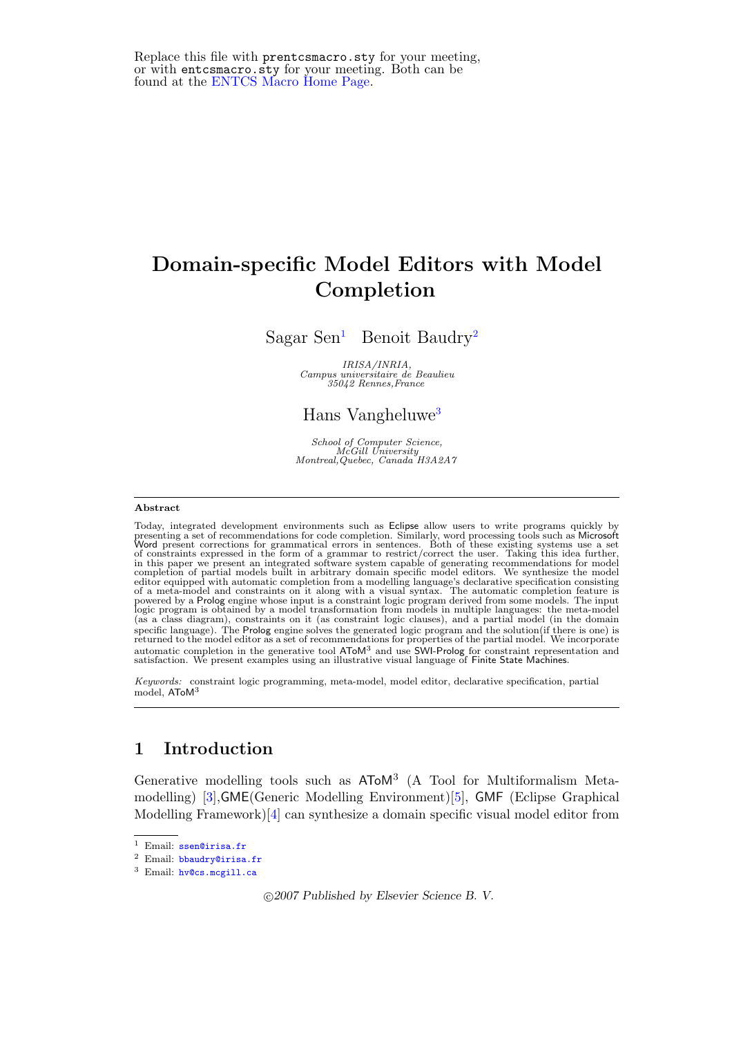Replace this file with `prentcsmacro.sty` for your meeting, or with `entcsmacro.sty` for your meeting. Both can be found at the ENTCS Macro Home Page.

# Domain-specific Model Editors with Model Completion

Sagar Sen[1] Benoit Baudry[2]

*IRISA/INRIA, Campus universitaire de Beaulieu 35042 Rennes,France*

Hans Vangheluwe[3]

*School of Computer Science, McGill University Montreal,Quebec, Canada H3A2A7*

### Abstract

Today, integrated development environments such as Eclipse allow users to write programs quickly by presenting a set of recommendations for code completion. Similarly, word processing tools such as Microsoft Word present corrections for grammatical errors in sentences. Both of these existing systems use a set of constraints expressed in the form of a grammar to restrict/correct the user. Taking this idea further, in this paper we present an integrated software system capable of generating recommendations for model completion of partial models built in arbitrary domain specific model editors. We synthesize the model editor equipped with automatic completion from a modelling language's declarative specification consisting of a meta-model and constraints on it along with a visual syntax. The automatic completion feature is powered by a Prolog engine whose input is a constraint logic program derived from some models. The input logic program is obtained by a model transformation from models in multiple languages: the meta-model (as a class diagram), constraints on it (as constraint logic clauses), and a partial model (in the domain specific language). The Prolog engine solves the generated logic program and the solution(if there is one) is returned to the model editor as a set of recommendations for properties of the partial model. We incorporate automatic completion in the generative tool AToM$^3$ and use SWI-Prolog for constraint representation and satisfaction. We present examples using an illustrative visual language of Finite State Machines.

*Keywords:* constraint logic programming, meta-model, model editor, declarative specification, partial model, AToM$^3$

## 1 Introduction

Generative modelling tools such as AToM$^3$ (A Tool for Multiformalism Meta-modelling) [3],GME(Generic Modelling Environment)[5], GMF (Eclipse Graphical Modelling Framework)[4] can synthesize a domain specific visual model editor from

[1] Email: ssen@irisa.fr

[2] Email: bbaudry@irisa.fr

[3] Email: hv@cs.mcgill.ca

©2007 Published by Elsevier Science B. V.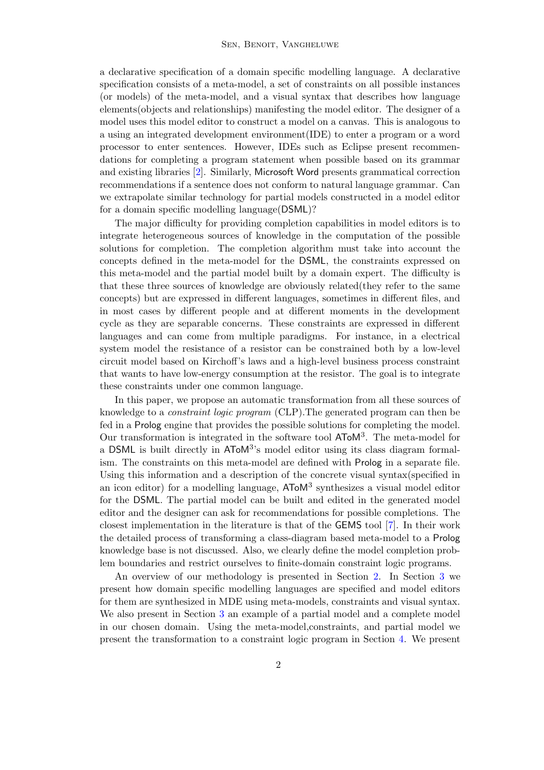a declarative specification of a domain specific modelling language. A declarative specification consists of a meta-model, a set of constraints on all possible instances (or models) of the meta-model, and a visual syntax that describes how language elements(objects and relationships) manifesting the model editor. The designer of a model uses this model editor to construct a model on a canvas. This is analogous to a using an integrated development environment(IDE) to enter a program or a word processor to enter sentences. However, IDEs such as Eclipse present recommendations for completing a program statement when possible based on its grammar and existing libraries [2]. Similarly, Microsoft Word presents grammatical correction recommendations if a sentence does not conform to natural language grammar. Can we extrapolate similar technology for partial models constructed in a model editor for a domain specific modelling language(DSML)?

The major difficulty for providing completion capabilities in model editors is to integrate heterogeneous sources of knowledge in the computation of the possible solutions for completion. The completion algorithm must take into account the concepts defined in the meta-model for the DSML, the constraints expressed on this meta-model and the partial model built by a domain expert. The difficulty is that these three sources of knowledge are obviously related(they refer to the same concepts) but are expressed in different languages, sometimes in different files, and in most cases by different people and at different moments in the development cycle as they are separable concerns. These constraints are expressed in different languages and can come from multiple paradigms. For instance, in a electrical system model the resistance of a resistor can be constrained both by a low-level circuit model based on Kirchoff's laws and a high-level business process constraint that wants to have low-energy consumption at the resistor. The goal is to integrate these constraints under one common language.

In this paper, we propose an automatic transformation from all these sources of knowledge to a *constraint logic program* (CLP).The generated program can then be fed in a Prolog engine that provides the possible solutions for completing the model. Our transformation is integrated in the software tool AToM$^3$. The meta-model for a DSML is built directly in AToM$^3$'s model editor using its class diagram formalism. The constraints on this meta-model are defined with Prolog in a separate file. Using this information and a description of the concrete visual syntax(specified in an icon editor) for a modelling language, AToM$^3$ synthesizes a visual model editor for the DSML. The partial model can be built and edited in the generated model editor and the designer can ask for recommendations for possible completions. The closest implementation in the literature is that of the GEMS tool [7]. In their work the detailed process of transforming a class-diagram based meta-model to a Prolog knowledge base is not discussed. Also, we clearly define the model completion problem boundaries and restrict ourselves to finite-domain constraint logic programs.

An overview of our methodology is presented in Section 2. In Section 3 we present how domain specific modelling languages are specified and model editors for them are synthesized in MDE using meta-models, constraints and visual syntax. We also present in Section 3 an example of a partial model and a complete model in our chosen domain. Using the meta-model,constraints, and partial model we present the transformation to a constraint logic program in Section 4. We present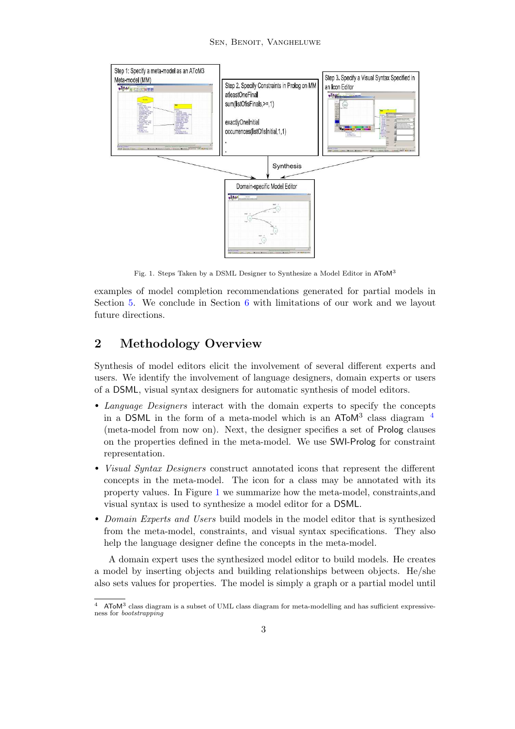Fig. 1. Steps Taken by a DSML Designer to Synthesize a Model Editor in AToM$^3$

examples of model completion recommendations generated for partial models in Section 5. We conclude in Section 6 with limitations of our work and we layout future directions.

## 2 Methodology Overview

Synthesis of model editors elicit the involvement of several different experts and users. We identify the involvement of language designers, domain experts or users of a DSML, visual syntax designers for automatic synthesis of model editors.

- *Language Designers* interact with the domain experts to specify the concepts in a DSML in the form of a meta-model which is an AToM$^3$ class diagram [4] (meta-model from now on). Next, the designer specifies a set of Prolog clauses on the properties defined in the meta-model. We use SWI-Prolog for constraint representation.
- *Visual Syntax Designers* construct annotated icons that represent the different concepts in the meta-model. The icon for a class may be annotated with its property values. In Figure 1 we summarize how the meta-model, constraints,and visual syntax is used to synthesize a model editor for a DSML.
- *Domain Experts and Users* build models in the model editor that is synthesized from the meta-model, constraints, and visual syntax specifications. They also help the language designer define the concepts in the meta-model.

A domain expert uses the synthesized model editor to build models. He creates a model by inserting objects and building relationships between objects. He/she also sets values for properties. The model is simply a graph or a partial model until

[4] AToM$^3$ class diagram is a subset of UML class diagram for meta-modelling and has sufficient expressiveness for *bootstrapping*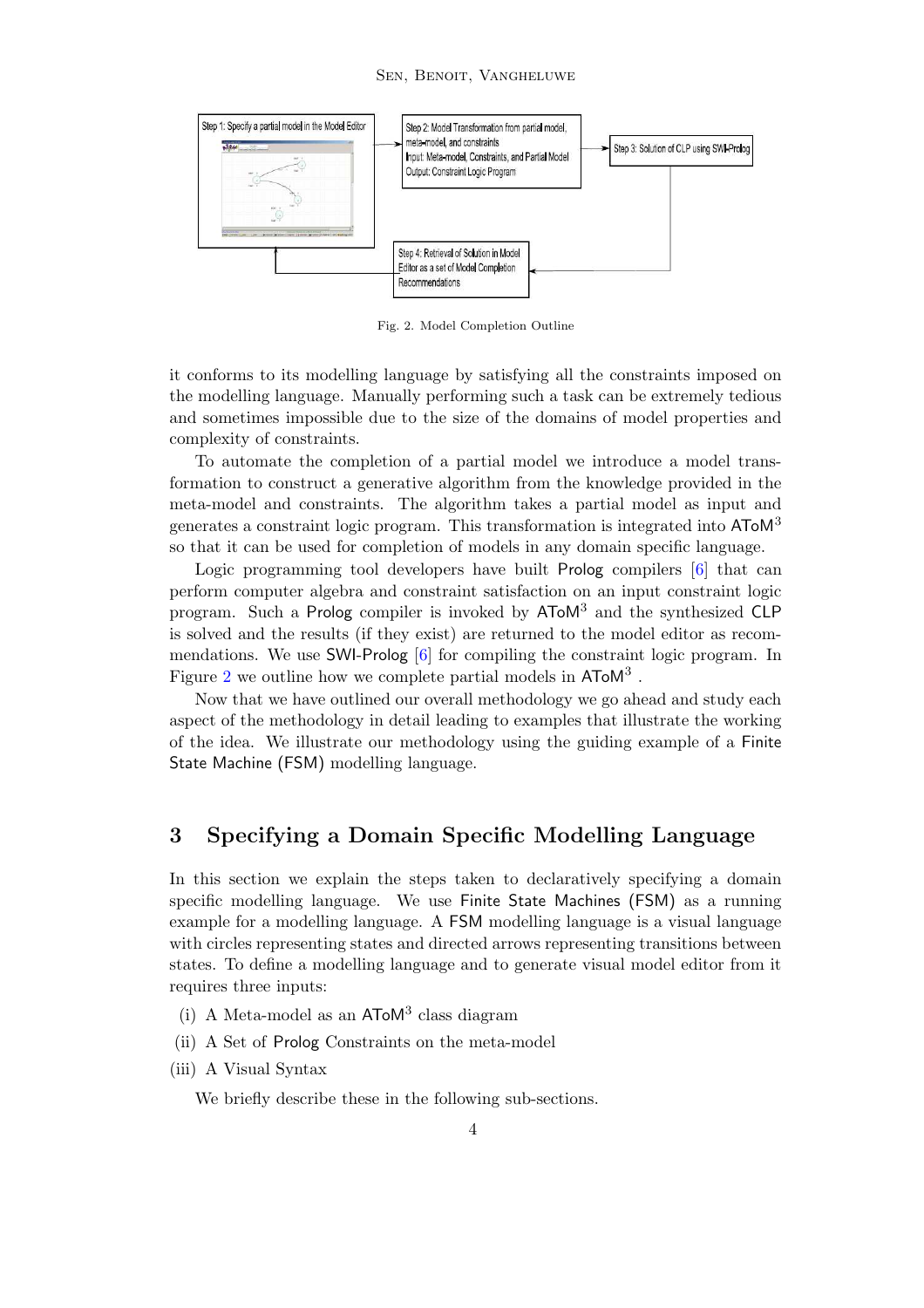Fig. 2. Model Completion Outline

it conforms to its modelling language by satisfying all the constraints imposed on the modelling language. Manually performing such a task can be extremely tedious and sometimes impossible due to the size of the domains of model properties and complexity of constraints.

To automate the completion of a partial model we introduce a model transformation to construct a generative algorithm from the knowledge provided in the meta-model and constraints. The algorithm takes a partial model as input and generates a constraint logic program. This transformation is integrated into AToM[3] so that it can be used for completion of models in any domain specific language.

Logic programming tool developers have built Prolog compilers [6] that can perform computer algebra and constraint satisfaction on an input constraint logic program. Such a Prolog compiler is invoked by AToM[3] and the synthesized CLP is solved and the results (if they exist) are returned to the model editor as recommendations. We use SWI-Prolog [6] for compiling the constraint logic program. In Figure 2 we outline how we complete partial models in AToM[3] .

Now that we have outlined our overall methodology we go ahead and study each aspect of the methodology in detail leading to examples that illustrate the working of the idea. We illustrate our methodology using the guiding example of a Finite State Machine (FSM) modelling language.

## 3 Specifying a Domain Specific Modelling Language

In this section we explain the steps taken to declaratively specifying a domain specific modelling language. We use Finite State Machines (FSM) as a running example for a modelling language. A FSM modelling language is a visual language with circles representing states and directed arrows representing transitions between states. To define a modelling language and to generate visual model editor from it requires three inputs:

(i) A Meta-model as an AToM[3] class diagram
(ii) A Set of Prolog Constraints on the meta-model
(iii) A Visual Syntax

We briefly describe these in the following sub-sections.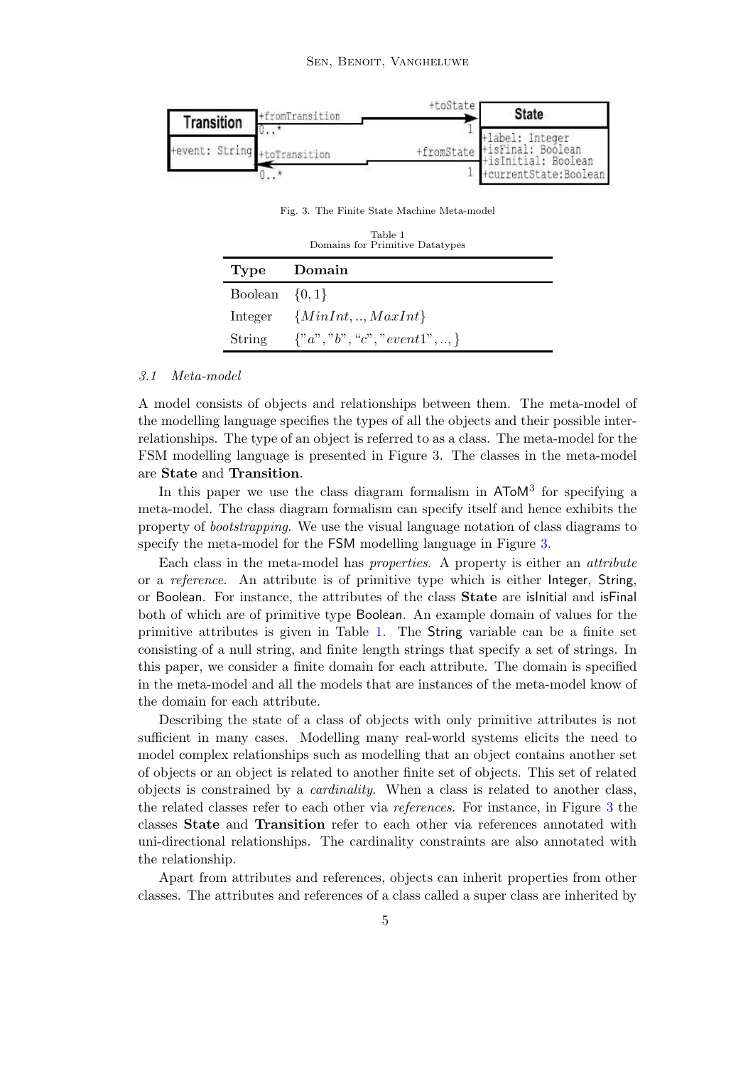Fig. 3. The Finite State Machine Meta-model

Table 1
Domains for Primitive Datatypes

| Type | Domain |
|---|---|
| Boolean | $\{0, 1\}$ |
| Integer | $\{MinInt, .., MaxInt\}$ |
| String | $\{"a", "b", "c", "event1", .., \}$ |

### *3.1 Meta-model*

A model consists of objects and relationships between them. The meta-model of the modelling language specifies the types of all the objects and their possible interrelationships. The type of an object is referred to as a class. The meta-model for the FSM modelling language is presented in Figure 3. The classes in the meta-model are **State** and **Transition**.

In this paper we use the class diagram formalism in AToM[3] for specifying a meta-model. The class diagram formalism can specify itself and hence exhibits the property of *bootstrapping*. We use the visual language notation of class diagrams to specify the meta-model for the FSM modelling language in Figure 3.

Each class in the meta-model has *properties*. A property is either an *attribute* or a *reference*. An attribute is of primitive type which is either Integer, String, or Boolean. For instance, the attributes of the class **State** are isInitial and isFinal both of which are of primitive type Boolean. An example domain of values for the primitive attributes is given in Table 1. The String variable can be a finite set consisting of a null string, and finite length strings that specify a set of strings. In this paper, we consider a finite domain for each attribute. The domain is specified in the meta-model and all the models that are instances of the meta-model know of the domain for each attribute.

Describing the state of a class of objects with only primitive attributes is not sufficient in many cases. Modelling many real-world systems elicits the need to model complex relationships such as modelling that an object contains another set of objects or an object is related to another finite set of objects. This set of related objects is constrained by a *cardinality*. When a class is related to another class, the related classes refer to each other via *references*. For instance, in Figure 3 the classes **State** and **Transition** refer to each other via references annotated with uni-directional relationships. The cardinality constraints are also annotated with the relationship.

Apart from attributes and references, objects can inherit properties from other classes. The attributes and references of a class called a super class are inherited by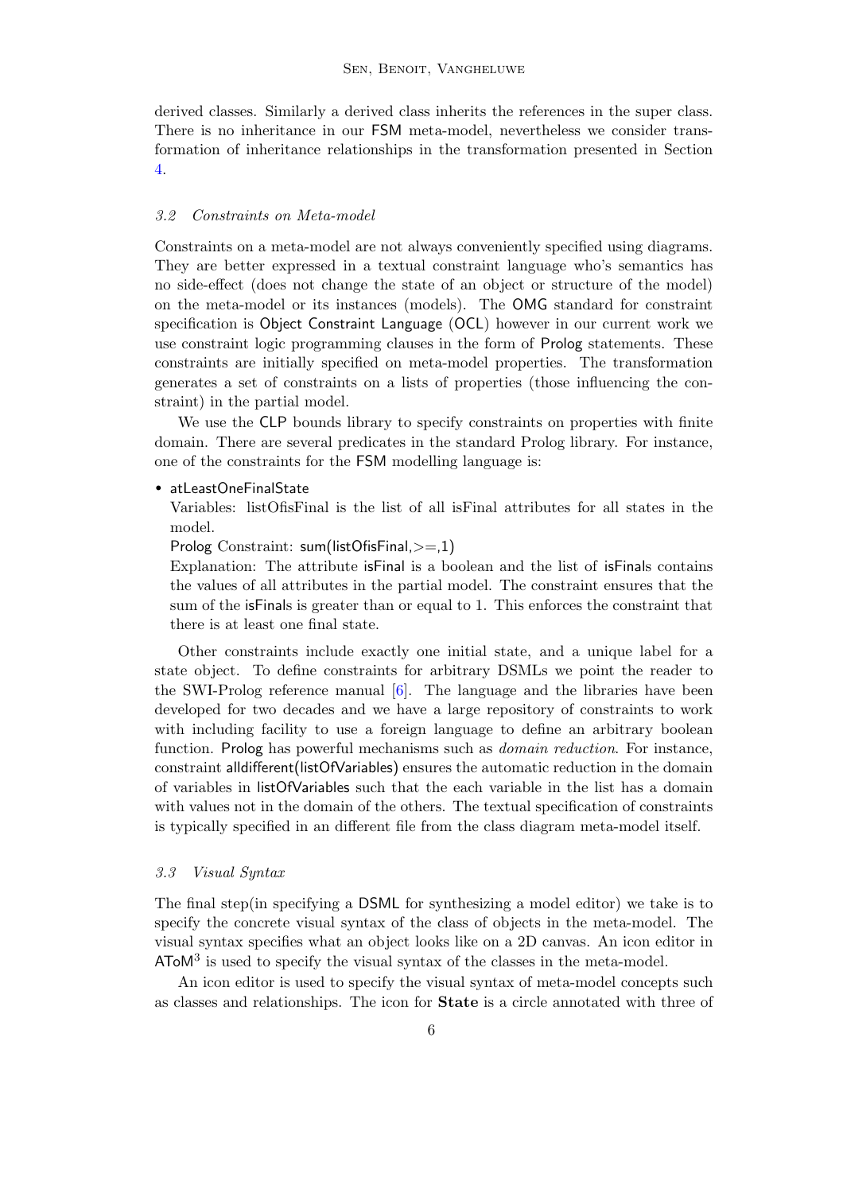derived classes. Similarly a derived class inherits the references in the super class. There is no inheritance in our FSM meta-model, nevertheless we consider transformation of inheritance relationships in the transformation presented in Section 4.

### *3.2 Constraints on Meta-model*

Constraints on a meta-model are not always conveniently specified using diagrams. They are better expressed in a textual constraint language who's semantics has no side-effect (does not change the state of an object or structure of the model) on the meta-model or its instances (models). The OMG standard for constraint specification is Object Constraint Language (OCL) however in our current work we use constraint logic programming clauses in the form of Prolog statements. These constraints are initially specified on meta-model properties. The transformation generates a set of constraints on a lists of properties (those influencing the constraint) in the partial model.

We use the CLP bounds library to specify constraints on properties with finite domain. There are several predicates in the standard Prolog library. For instance, one of the constraints for the FSM modelling language is:

- atLeastOneFinalState

  Variables: listOfisFinal is the list of all isFinal attributes for all states in the model.

  Prolog Constraint: sum(listOfisFinal,>=,1)

  Explanation: The attribute isFinal is a boolean and the list of isFinals contains the values of all attributes in the partial model. The constraint ensures that the sum of the isFinals is greater than or equal to 1. This enforces the constraint that there is at least one final state.

Other constraints include exactly one initial state, and a unique label for a state object. To define constraints for arbitrary DSMLs we point the reader to the SWI-Prolog reference manual [6]. The language and the libraries have been developed for two decades and we have a large repository of constraints to work with including facility to use a foreign language to define an arbitrary boolean function. Prolog has powerful mechanisms such as *domain reduction*. For instance, constraint alldifferent(listOfVariables) ensures the automatic reduction in the domain of variables in listOfVariables such that the each variable in the list has a domain with values not in the domain of the others. The textual specification of constraints is typically specified in an different file from the class diagram meta-model itself.

### *3.3 Visual Syntax*

The final step(in specifying a DSML for synthesizing a model editor) we take is to specify the concrete visual syntax of the class of objects in the meta-model. The visual syntax specifies what an object looks like on a 2D canvas. An icon editor in $\text{AToM}^3$ is used to specify the visual syntax of the classes in the meta-model.

An icon editor is used to specify the visual syntax of meta-model concepts such as classes and relationships. The icon for **State** is a circle annotated with three of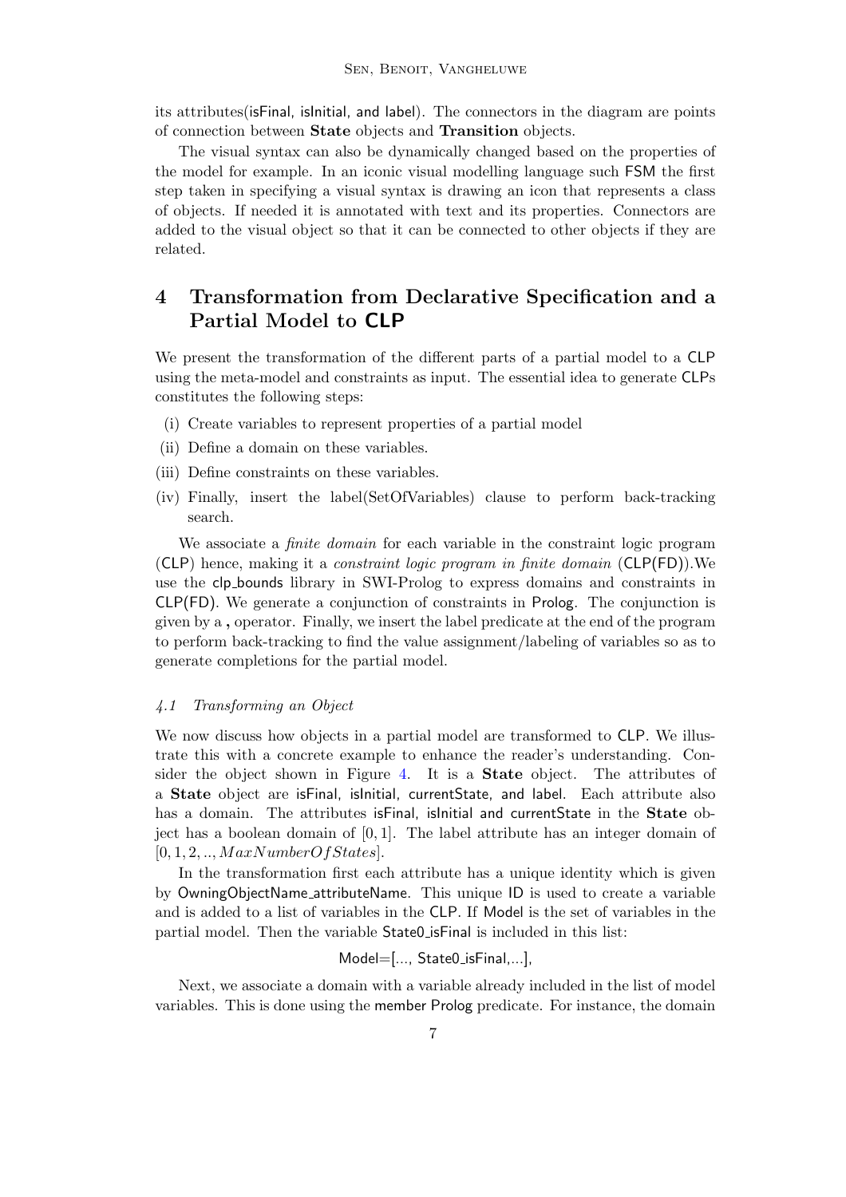its attributes(isFinal, isInitial, and label). The connectors in the diagram are points of connection between **State** objects and **Transition** objects.

The visual syntax can also be dynamically changed based on the properties of the model for example. In an iconic visual modelling language such FSM the first step taken in specifying a visual syntax is drawing an icon that represents a class of objects. If needed it is annotated with text and its properties. Connectors are added to the visual object so that it can be connected to other objects if they are related.

# 4 Transformation from Declarative Specification and a Partial Model to CLP

We present the transformation of the different parts of a partial model to a CLP using the meta-model and constraints as input. The essential idea to generate CLPs constitutes the following steps:

(i) Create variables to represent properties of a partial model

(ii) Define a domain on these variables.

(iii) Define constraints on these variables.

(iv) Finally, insert the label(SetOfVariables) clause to perform back-tracking search.

We associate a *finite domain* for each variable in the constraint logic program (CLP) hence, making it a *constraint logic program in finite domain* (CLP(FD)).We use the clp_bounds library in SWI-Prolog to express domains and constraints in CLP(FD). We generate a conjunction of constraints in Prolog. The conjunction is given by a **,** operator. Finally, we insert the label predicate at the end of the program to perform back-tracking to find the value assignment/labeling of variables so as to generate completions for the partial model.

## *4.1 Transforming an Object*

We now discuss how objects in a partial model are transformed to CLP. We illustrate this with a concrete example to enhance the reader's understanding. Consider the object shown in Figure 4. It is a **State** object. The attributes of a **State** object are isFinal, isInitial, currentState, and label. Each attribute also has a domain. The attributes isFinal, isInitial and currentState in the **State** object has a boolean domain of $[0, 1]$. The label attribute has an integer domain of $[0, 1, 2, .., MaxNumberOfStates]$.

In the transformation first each attribute has a unique identity which is given by OwningObjectName_attributeName. This unique ID is used to create a variable and is added to a list of variables in the CLP. If Model is the set of variables in the partial model. Then the variable State0_isFinal is included in this list:

Model=[..., State0_isFinal,...],

Next, we associate a domain with a variable already included in the list of model variables. This is done using the member Prolog predicate. For instance, the domain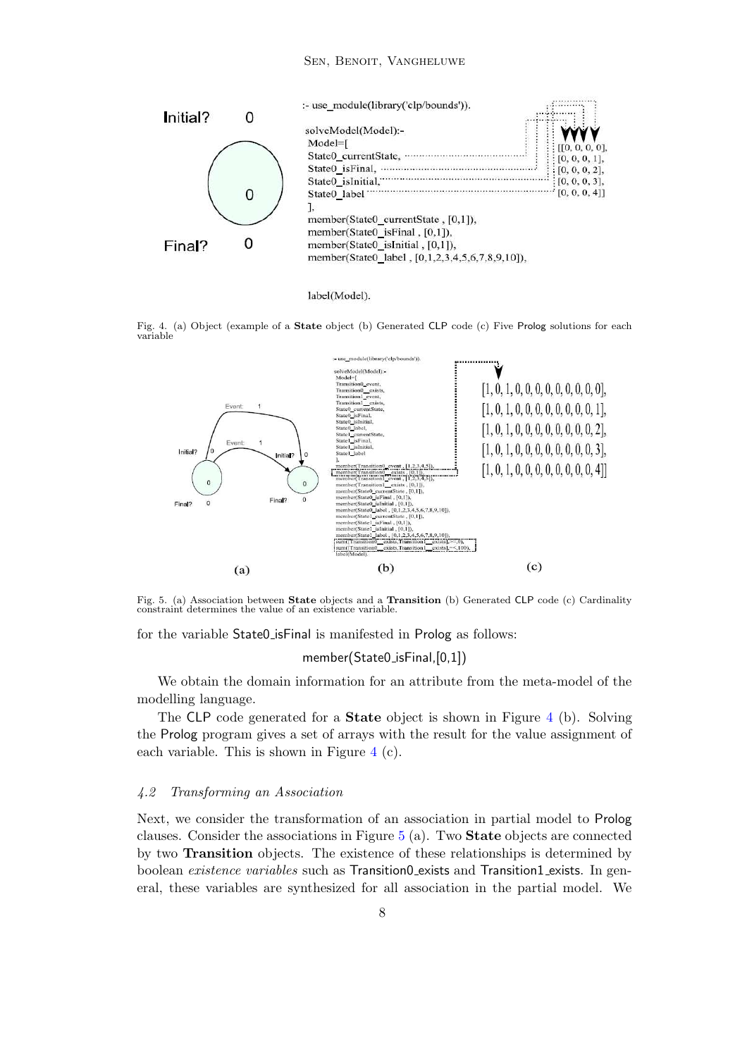Fig. 4. (a) Object (example of a **State** object (b) Generated CLP code (c) Five Prolog solutions for each variable

Fig. 5. (a) Association between **State** objects and a **Transition** (b) Generated CLP code (c) Cardinality constraint determines the value of an existence variable.

for the variable State0_isFinal is manifested in Prolog as follows:

```
member(State0_isFinal,[0,1])
```

We obtain the domain information for an attribute from the meta-model of the modelling language.

The CLP code generated for a **State** object is shown in Figure 4 (b). Solving the Prolog program gives a set of arrays with the result for the value assignment of each variable. This is shown in Figure 4 (c).

### *4.2 Transforming an Association*

Next, we consider the transformation of an association in partial model to Prolog clauses. Consider the associations in Figure 5 (a). Two **State** objects are connected by two **Transition** objects. The existence of these relationships is determined by boolean *existence variables* such as Transition0_exists and Transition1_exists. In general, these variables are synthesized for all association in the partial model. We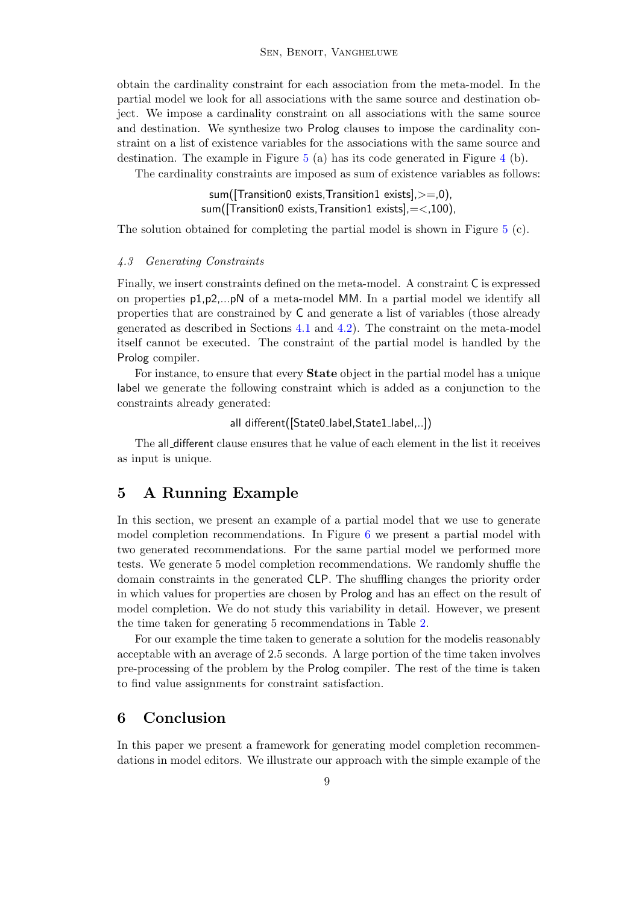obtain the cardinality constraint for each association from the meta-model. In the partial model we look for all associations with the same source and destination object. We impose a cardinality constraint on all associations with the same source and destination. We synthesize two Prolog clauses to impose the cardinality constraint on a list of existence variables for the associations with the same source and destination. The example in Figure 5 (a) has its code generated in Figure 4 (b).

The cardinality constraints are imposed as sum of existence variables as follows:

```
sum([Transition0_exists,Transition1_exists],>=,0),
sum([Transition0_exists,Transition1_exists],=<,100),
```

The solution obtained for completing the partial model is shown in Figure 5 (c).

### *4.3 Generating Constraints*

Finally, we insert constraints defined on the meta-model. A constraint C is expressed on properties p1,p2,...pN of a meta-model MM. In a partial model we identify all properties that are constrained by C and generate a list of variables (those already generated as described in Sections 4.1 and 4.2). The constraint on the meta-model itself cannot be executed. The constraint of the partial model is handled by the Prolog compiler.

For instance, to ensure that every **State** object in the partial model has a unique label we generate the following constraint which is added as a conjunction to the constraints already generated:

```
all_different([State0_label,State1_label,..])
```

The all_different clause ensures that he value of each element in the list it receives as input is unique.

## 5 A Running Example

In this section, we present an example of a partial model that we use to generate model completion recommendations. In Figure 6 we present a partial model with two generated recommendations. For the same partial model we performed more tests. We generate 5 model completion recommendations. We randomly shuffle the domain constraints in the generated CLP. The shuffling changes the priority order in which values for properties are chosen by Prolog and has an effect on the result of model completion. We do not study this variability in detail. However, we present the time taken for generating 5 recommendations in Table 2.

For our example the time taken to generate a solution for the modelis reasonably acceptable with an average of 2.5 seconds. A large portion of the time taken involves pre-processing of the problem by the Prolog compiler. The rest of the time is taken to find value assignments for constraint satisfaction.

## 6 Conclusion

In this paper we present a framework for generating model completion recommendations in model editors. We illustrate our approach with the simple example of the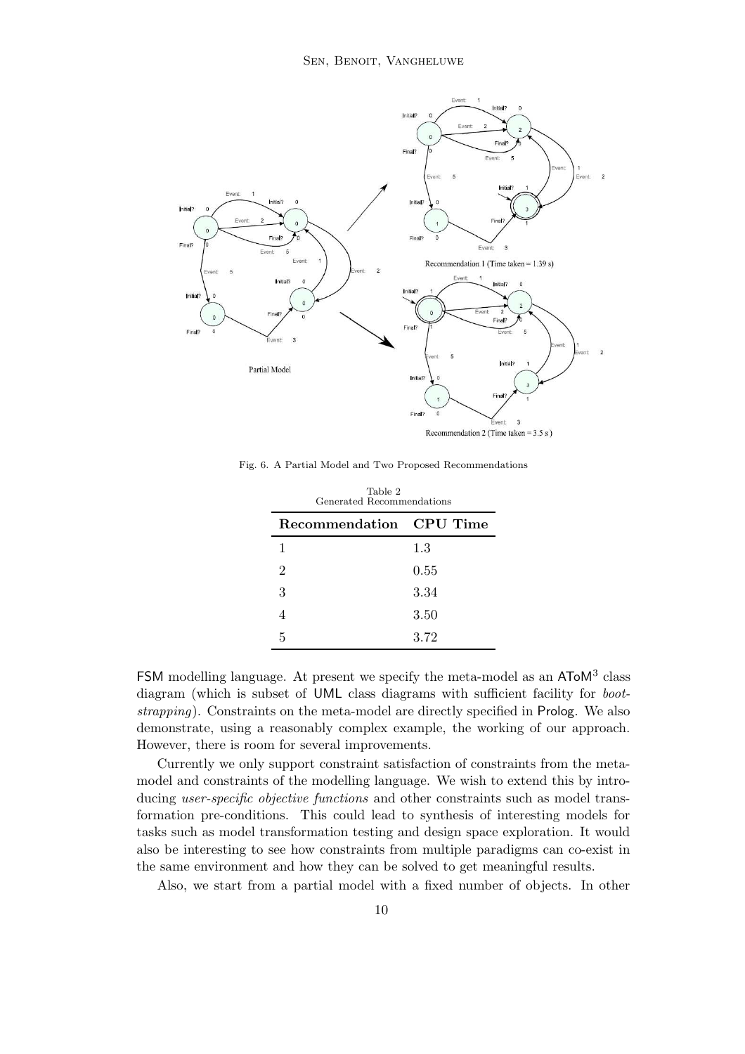Fig. 6. A Partial Model and Two Proposed Recommendations

Table 2
Generated Recommendations

| Recommendation | CPU Time |
| --- | --- |
| 1 | 1.3 |
| 2 | 0.55 |
| 3 | 3.34 |
| 4 | 3.50 |
| 5 | 3.72 |

FSM modelling language. At present we specify the meta-model as an AToM$^3$ class diagram (which is subset of UML class diagrams with sufficient facility for *bootstrapping*). Constraints on the meta-model are directly specified in Prolog. We also demonstrate, using a reasonably complex example, the working of our approach. However, there is room for several improvements.

Currently we only support constraint satisfaction of constraints from the meta-model and constraints of the modelling language. We wish to extend this by introducing *user-specific objective functions* and other constraints such as model transformation pre-conditions. This could lead to synthesis of interesting models for tasks such as model transformation testing and design space exploration. It would also be interesting to see how constraints from multiple paradigms can co-exist in the same environment and how they can be solved to get meaningful results.

Also, we start from a partial model with a fixed number of objects. In other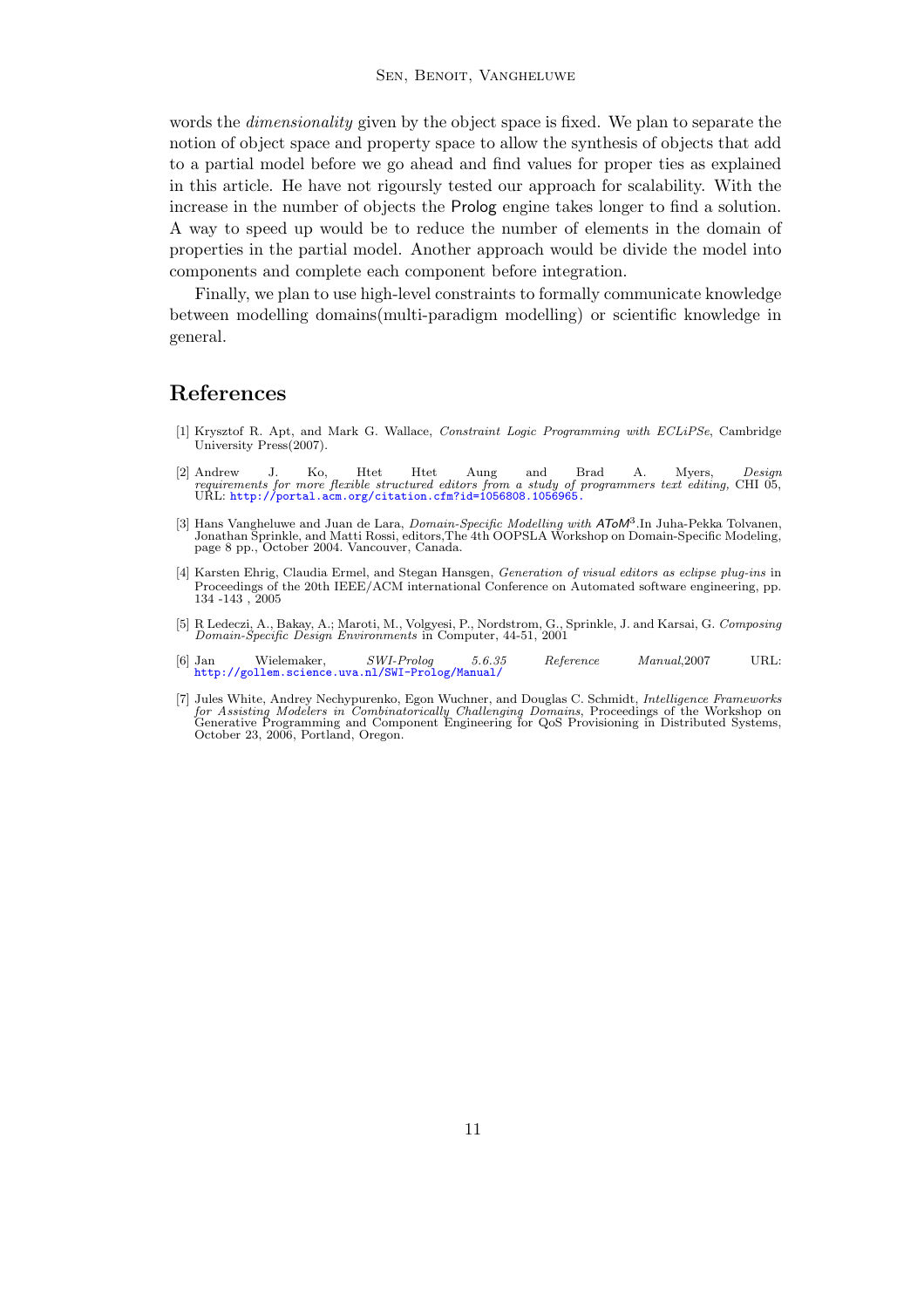words the *dimensionality* given by the object space is fixed. We plan to separate the notion of object space and property space to allow the synthesis of objects that add to a partial model before we go ahead and find values for proper ties as explained in this article. He have not rigourly tested our approach for scalability. With the increase in the number of objects the Prolog engine takes longer to find a solution. A way to speed up would be to reduce the number of elements in the domain of properties in the partial model. Another approach would be divide the model into components and complete each component before integration.

Finally, we plan to use high-level constraints to formally communicate knowledge between modelling domains(multi-paradigm modelling) or scientific knowledge in general.

## References

[1] Krysztof R. Apt, and Mark G. Wallace, *Constraint Logic Programming with ECLiPSe*, Cambridge University Press(2007).

[2] Andrew J. Ko, Htet Htet Aung and Brad A. Myers, *Design requirements for more flexible structured editors from a study of programmers text editing,* CHI 05, URL: http://portal.acm.org/citation.cfm?id=1056808.1056965.

[3] Hans Vangheluwe and Juan de Lara, *Domain-Specific Modelling with AToM*$^3$.In Juha-Pekka Tolvanen, Jonathan Sprinkle, and Matti Rossi, editors,The 4th OOPSLA Workshop on Domain-Specific Modeling, page 8 pp., October 2004. Vancouver, Canada.

[4] Karsten Ehrig, Claudia Ermel, and Stegan Hansgen, *Generation of visual editors as eclipse plug-ins* in Proceedings of the 20th IEEE/ACM international Conference on Automated software engineering, pp. 134 -143 , 2005

[5] R Ledeczi, A., Bakay, A.; Maroti, M., Volgyesi, P., Nordstrom, G., Sprinkle, J. and Karsai, G. *Composing Domain-Specific Design Environments* in Computer, 44-51, 2001

[6] Jan Wielemaker, *SWI-Prolog 5.6.35 Reference Manual*,2007 URL: http://gollem.science.uva.nl/SWI-Prolog/Manual/

[7] Jules White, Andrey Nechypurenko, Egon Wuchner, and Douglas C. Schmidt, *Intelligence Frameworks for Assisting Modelers in Combinatorically Challenging Domains*, Proceedings of the Workshop on Generative Programming and Component Engineering for QoS Provisioning in Distributed Systems, October 23, 2006, Portland, Oregon.